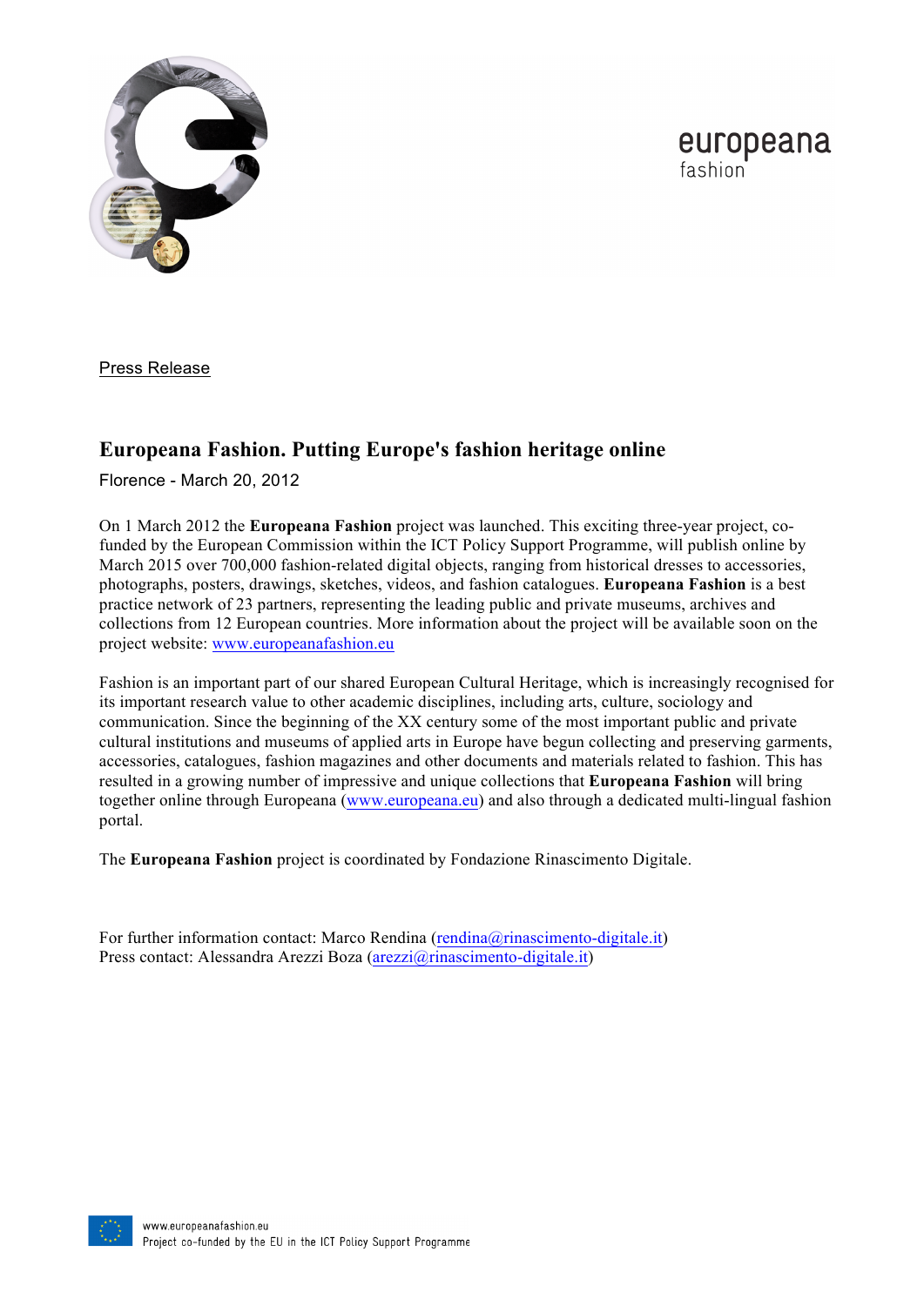europeana
fashion

Press Release

# Europeana Fashion. Putting Europe's fashion heritage online

Florence - March 20, 2012

On 1 March 2012 the **Europeana Fashion** project was launched. This exciting three-year project, co-funded by the European Commission within the ICT Policy Support Programme, will publish online by March 2015 over 700,000 fashion-related digital objects, ranging from historical dresses to accessories, photographs, posters, drawings, sketches, videos, and fashion catalogues. **Europeana Fashion** is a best practice network of 23 partners, representing the leading public and private museums, archives and collections from 12 European countries. More information about the project will be available soon on the project website: www.europeanafashion.eu

Fashion is an important part of our shared European Cultural Heritage, which is increasingly recognised for its important research value to other academic disciplines, including arts, culture, sociology and communication. Since the beginning of the XX century some of the most important public and private cultural institutions and museums of applied arts in Europe have begun collecting and preserving garments, accessories, catalogues, fashion magazines and other documents and materials related to fashion. This has resulted in a growing number of impressive and unique collections that **Europeana Fashion** will bring together online through Europeana (www.europeana.eu) and also through a dedicated multi-lingual fashion portal.

The **Europeana Fashion** project is coordinated by Fondazione Rinascimento Digitale.

For further information contact: Marco Rendina (rendina@rinascimento-digitale.it)
Press contact: Alessandra Arezzi Boza (arezzi@rinascimento-digitale.it)

www.europeanafashion.eu
Project co-funded by the EU in the ICT Policy Support Programme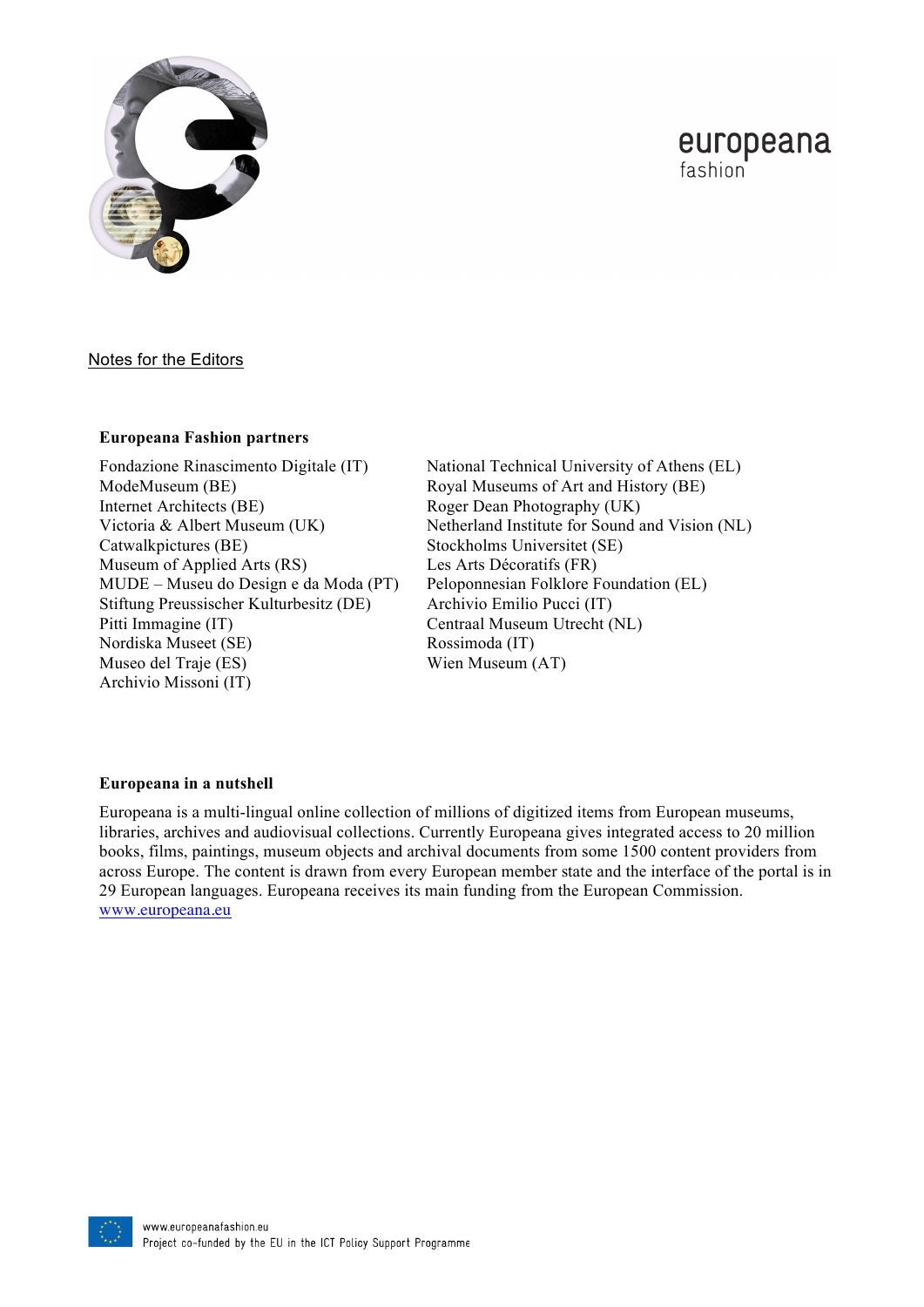europeana
fashion

Notes for the Editors

**Europeana Fashion partners**

Fondazione Rinascimento Digitale (IT)
ModeMuseum (BE)
Internet Architects (BE)
Victoria & Albert Museum (UK)
Catwalkpictures (BE)
Museum of Applied Arts (RS)
MUDE – Museu do Design e da Moda (PT)
Stiftung Preussischer Kulturbesitz (DE)
Pitti Immagine (IT)
Nordiska Museet (SE)
Museo del Traje (ES)
Archivio Missoni (IT)
National Technical University of Athens (EL)
Royal Museums of Art and History (BE)
Roger Dean Photography (UK)
Netherland Institute for Sound and Vision (NL)
Stockholms Universitet (SE)
Les Arts Décoratifs (FR)
Peloponnesian Folklore Foundation (EL)
Archivio Emilio Pucci (IT)
Centraal Museum Utrecht (NL)
Rossimoda (IT)
Wien Museum (AT)

**Europeana in a nutshell**

Europeana is a multi-lingual online collection of millions of digitized items from European museums, libraries, archives and audiovisual collections. Currently Europeana gives integrated access to 20 million books, films, paintings, museum objects and archival documents from some 1500 content providers from across Europe. The content is drawn from every European member state and the interface of the portal is in 29 European languages. Europeana receives its main funding from the European Commission.
www.europeana.eu

www.europeanafashion.eu
Project co-funded by the EU in the ICT Policy Support Programme